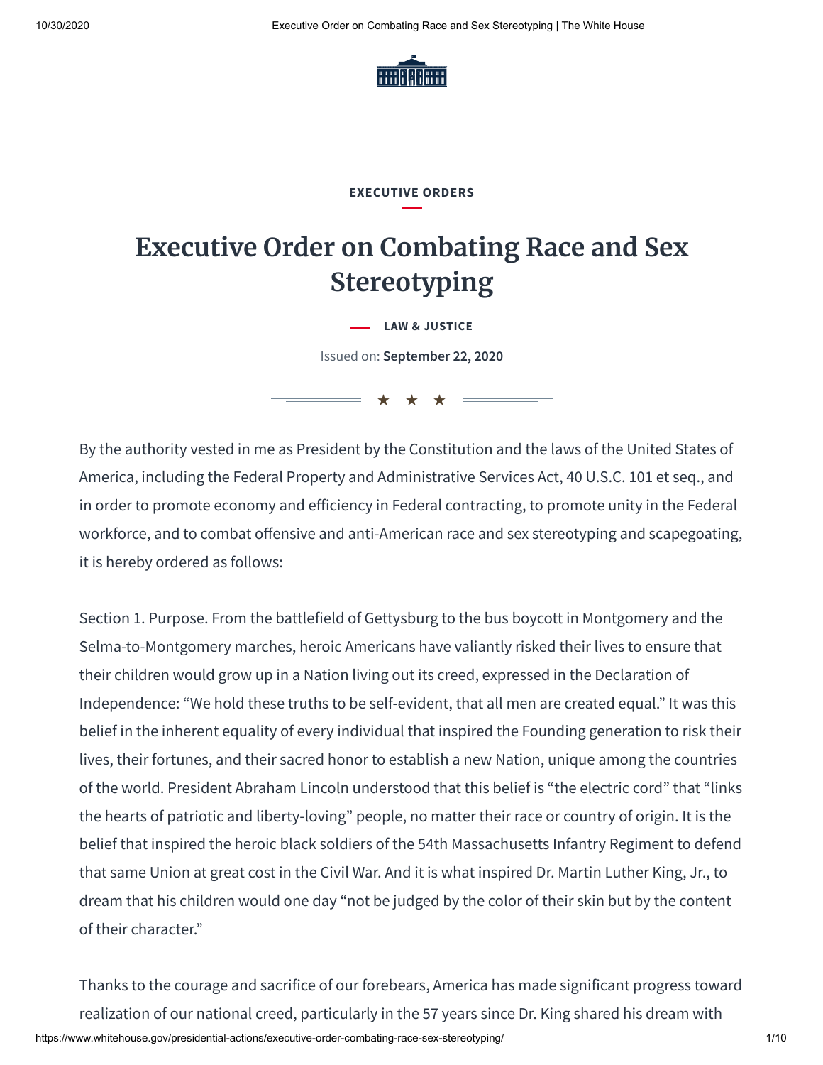EXECUTIVE ORDERS

# Executive Order on Combating Race and Sex Stereotyping

LAW & JUSTICE

Issued on: **September 22, 2020**

★ ★ ★

By the authority vested in me as President by the Constitution and the laws of the United States of America, including the Federal Property and Administrative Services Act, 40 U.S.C. 101 et seq., and in order to promote economy and efficiency in Federal contracting, to promote unity in the Federal workforce, and to combat offensive and anti-American race and sex stereotyping and scapegoating, it is hereby ordered as follows:

Section 1. Purpose. From the battlefield of Gettysburg to the bus boycott in Montgomery and the Selma-to-Montgomery marches, heroic Americans have valiantly risked their lives to ensure that their children would grow up in a Nation living out its creed, expressed in the Declaration of Independence: "We hold these truths to be self-evident, that all men are created equal." It was this belief in the inherent equality of every individual that inspired the Founding generation to risk their lives, their fortunes, and their sacred honor to establish a new Nation, unique among the countries of the world. President Abraham Lincoln understood that this belief is "the electric cord" that "links the hearts of patriotic and liberty-loving" people, no matter their race or country of origin. It is the belief that inspired the heroic black soldiers of the 54th Massachusetts Infantry Regiment to defend that same Union at great cost in the Civil War. And it is what inspired Dr. Martin Luther King, Jr., to dream that his children would one day "not be judged by the color of their skin but by the content of their character."

Thanks to the courage and sacrifice of our forebears, America has made significant progress toward realization of our national creed, particularly in the 57 years since Dr. King shared his dream with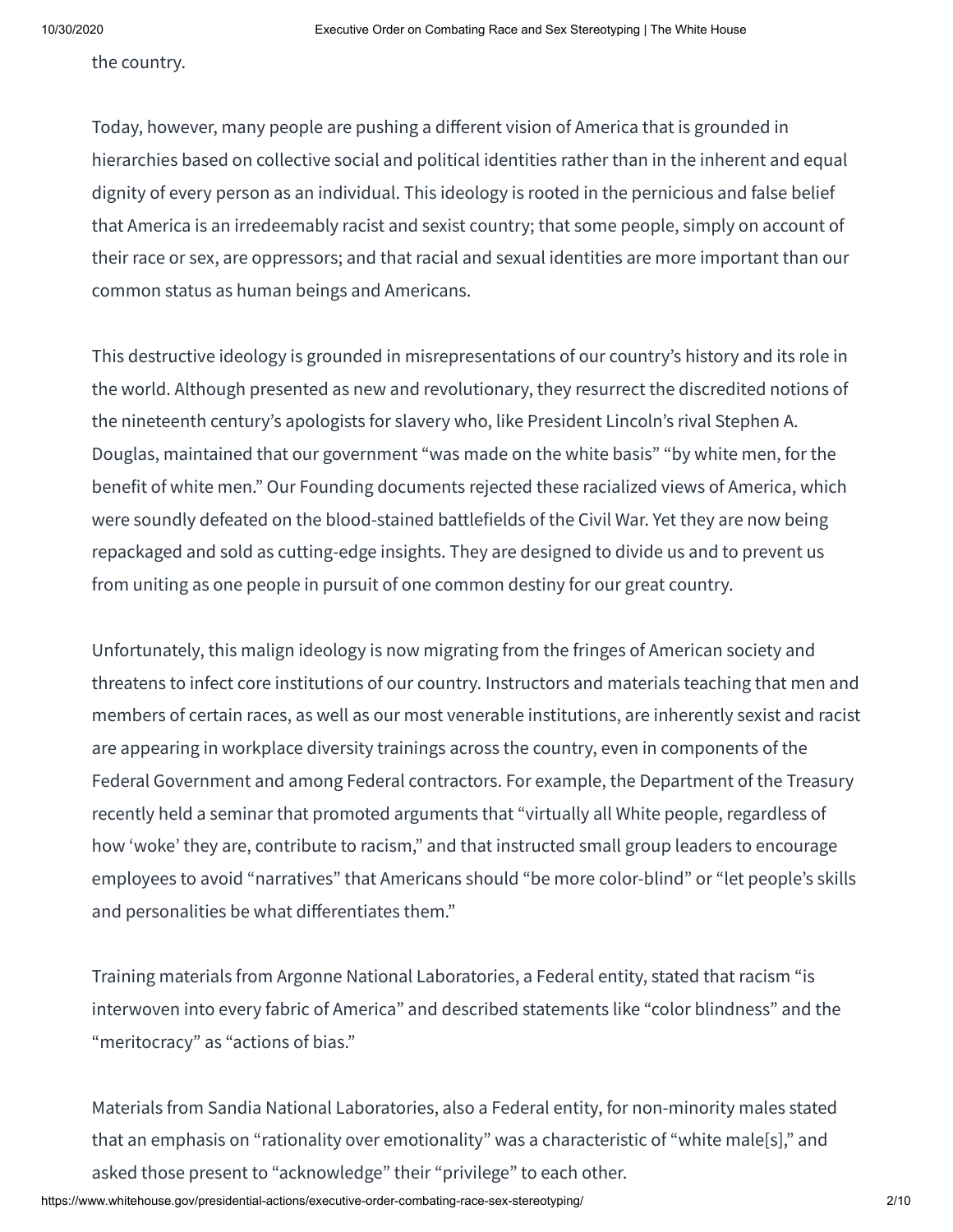the country.

Today, however, many people are pushing a different vision of America that is grounded in hierarchies based on collective social and political identities rather than in the inherent and equal dignity of every person as an individual. This ideology is rooted in the pernicious and false belief that America is an irredeemably racist and sexist country; that some people, simply on account of their race or sex, are oppressors; and that racial and sexual identities are more important than our common status as human beings and Americans.

This destructive ideology is grounded in misrepresentations of our country's history and its role in the world. Although presented as new and revolutionary, they resurrect the discredited notions of the nineteenth century's apologists for slavery who, like President Lincoln's rival Stephen A. Douglas, maintained that our government "was made on the white basis" "by white men, for the benefit of white men." Our Founding documents rejected these racialized views of America, which were soundly defeated on the blood-stained battlefields of the Civil War. Yet they are now being repackaged and sold as cutting-edge insights. They are designed to divide us and to prevent us from uniting as one people in pursuit of one common destiny for our great country.

Unfortunately, this malign ideology is now migrating from the fringes of American society and threatens to infect core institutions of our country. Instructors and materials teaching that men and members of certain races, as well as our most venerable institutions, are inherently sexist and racist are appearing in workplace diversity trainings across the country, even in components of the Federal Government and among Federal contractors. For example, the Department of the Treasury recently held a seminar that promoted arguments that "virtually all White people, regardless of how 'woke' they are, contribute to racism," and that instructed small group leaders to encourage employees to avoid "narratives" that Americans should "be more color-blind" or "let people's skills and personalities be what differentiates them."

Training materials from Argonne National Laboratories, a Federal entity, stated that racism "is interwoven into every fabric of America" and described statements like "color blindness" and the "meritocracy" as "actions of bias."

Materials from Sandia National Laboratories, also a Federal entity, for non-minority males stated that an emphasis on "rationality over emotionality" was a characteristic of "white male[s]," and asked those present to "acknowledge" their "privilege" to each other.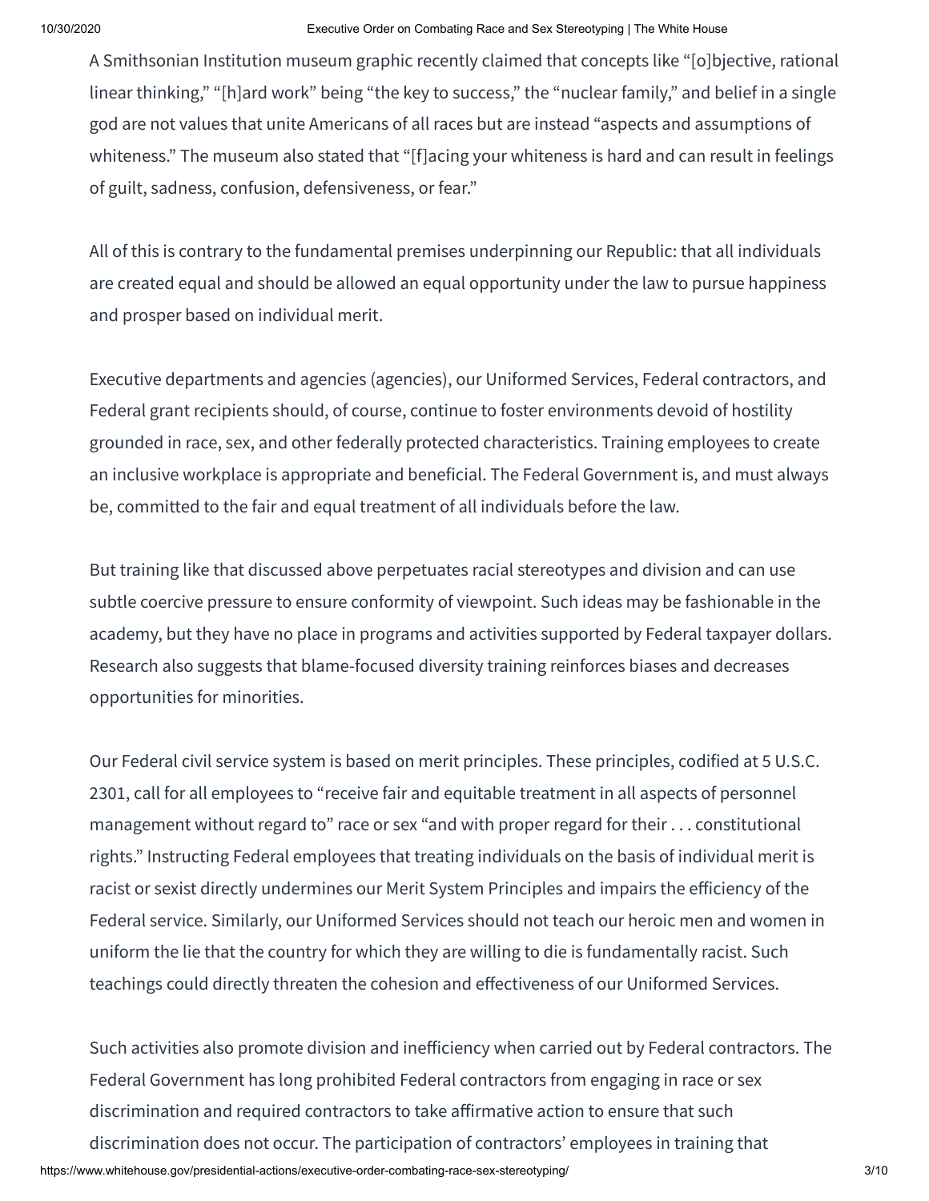A Smithsonian Institution museum graphic recently claimed that concepts like "[o]bjective, rational linear thinking," "[h]ard work" being "the key to success," the "nuclear family," and belief in a single god are not values that unite Americans of all races but are instead "aspects and assumptions of whiteness." The museum also stated that "[f]acing your whiteness is hard and can result in feelings of guilt, sadness, confusion, defensiveness, or fear."

All of this is contrary to the fundamental premises underpinning our Republic: that all individuals are created equal and should be allowed an equal opportunity under the law to pursue happiness and prosper based on individual merit.

Executive departments and agencies (agencies), our Uniformed Services, Federal contractors, and Federal grant recipients should, of course, continue to foster environments devoid of hostility grounded in race, sex, and other federally protected characteristics. Training employees to create an inclusive workplace is appropriate and beneficial. The Federal Government is, and must always be, committed to the fair and equal treatment of all individuals before the law.

But training like that discussed above perpetuates racial stereotypes and division and can use subtle coercive pressure to ensure conformity of viewpoint. Such ideas may be fashionable in the academy, but they have no place in programs and activities supported by Federal taxpayer dollars. Research also suggests that blame-focused diversity training reinforces biases and decreases opportunities for minorities.

Our Federal civil service system is based on merit principles. These principles, codified at 5 U.S.C. 2301, call for all employees to "receive fair and equitable treatment in all aspects of personnel management without regard to" race or sex "and with proper regard for their . . . constitutional rights." Instructing Federal employees that treating individuals on the basis of individual merit is racist or sexist directly undermines our Merit System Principles and impairs the efficiency of the Federal service. Similarly, our Uniformed Services should not teach our heroic men and women in uniform the lie that the country for which they are willing to die is fundamentally racist. Such teachings could directly threaten the cohesion and effectiveness of our Uniformed Services.

Such activities also promote division and inefficiency when carried out by Federal contractors. The Federal Government has long prohibited Federal contractors from engaging in race or sex discrimination and required contractors to take affirmative action to ensure that such discrimination does not occur. The participation of contractors' employees in training that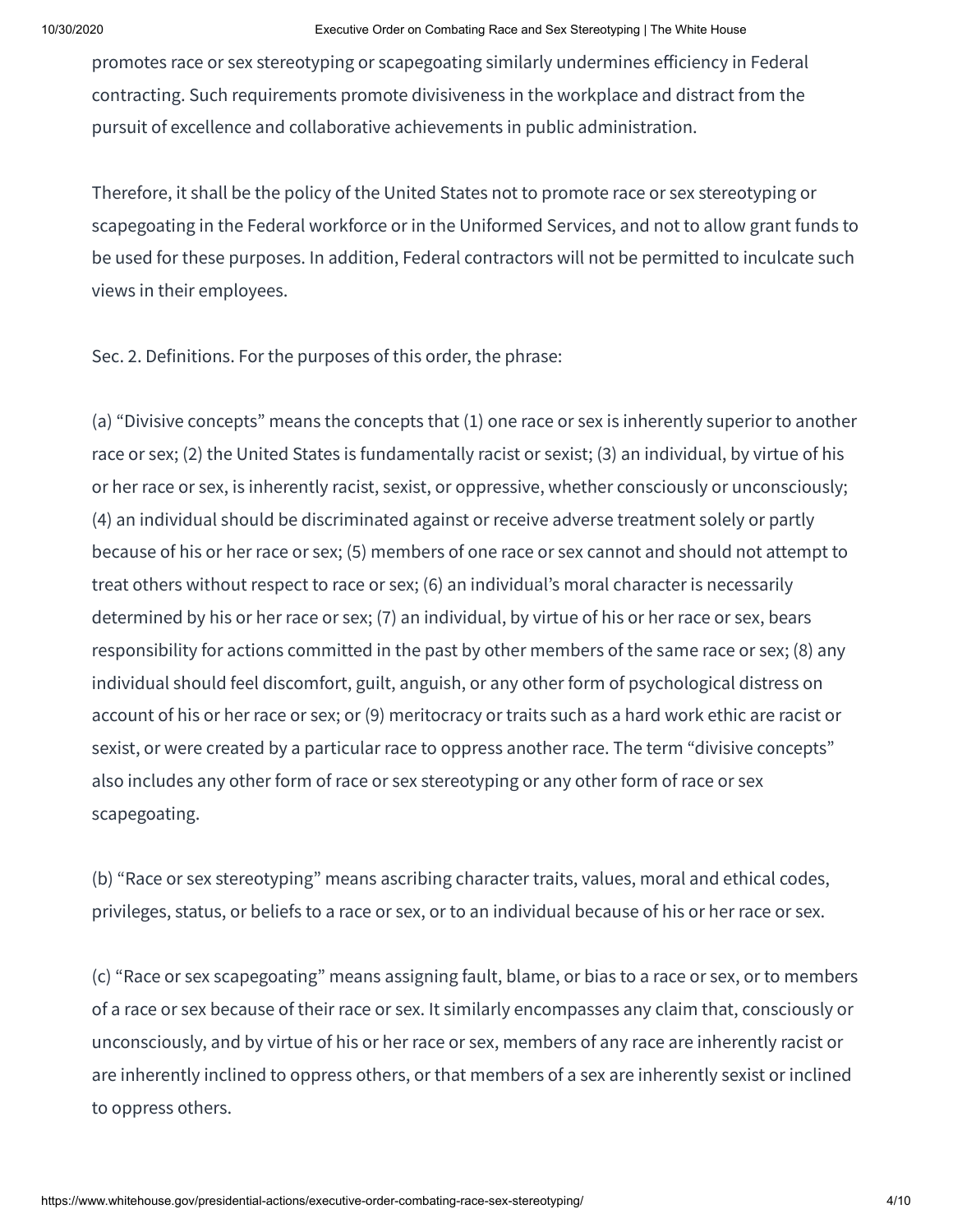promotes race or sex stereotyping or scapegoating similarly undermines efficiency in Federal contracting. Such requirements promote divisiveness in the workplace and distract from the pursuit of excellence and collaborative achievements in public administration.

Therefore, it shall be the policy of the United States not to promote race or sex stereotyping or scapegoating in the Federal workforce or in the Uniformed Services, and not to allow grant funds to be used for these purposes. In addition, Federal contractors will not be permitted to inculcate such views in their employees.

Sec. 2. Definitions. For the purposes of this order, the phrase:

(a) “Divisive concepts” means the concepts that (1) one race or sex is inherently superior to another race or sex; (2) the United States is fundamentally racist or sexist; (3) an individual, by virtue of his or her race or sex, is inherently racist, sexist, or oppressive, whether consciously or unconsciously; (4) an individual should be discriminated against or receive adverse treatment solely or partly because of his or her race or sex; (5) members of one race or sex cannot and should not attempt to treat others without respect to race or sex; (6) an individual’s moral character is necessarily determined by his or her race or sex; (7) an individual, by virtue of his or her race or sex, bears responsibility for actions committed in the past by other members of the same race or sex; (8) any individual should feel discomfort, guilt, anguish, or any other form of psychological distress on account of his or her race or sex; or (9) meritocracy or traits such as a hard work ethic are racist or sexist, or were created by a particular race to oppress another race. The term “divisive concepts” also includes any other form of race or sex stereotyping or any other form of race or sex scapegoating.

(b) “Race or sex stereotyping” means ascribing character traits, values, moral and ethical codes, privileges, status, or beliefs to a race or sex, or to an individual because of his or her race or sex.

(c) “Race or sex scapegoating” means assigning fault, blame, or bias to a race or sex, or to members of a race or sex because of their race or sex. It similarly encompasses any claim that, consciously or unconsciously, and by virtue of his or her race or sex, members of any race are inherently racist or are inherently inclined to oppress others, or that members of a sex are inherently sexist or inclined to oppress others.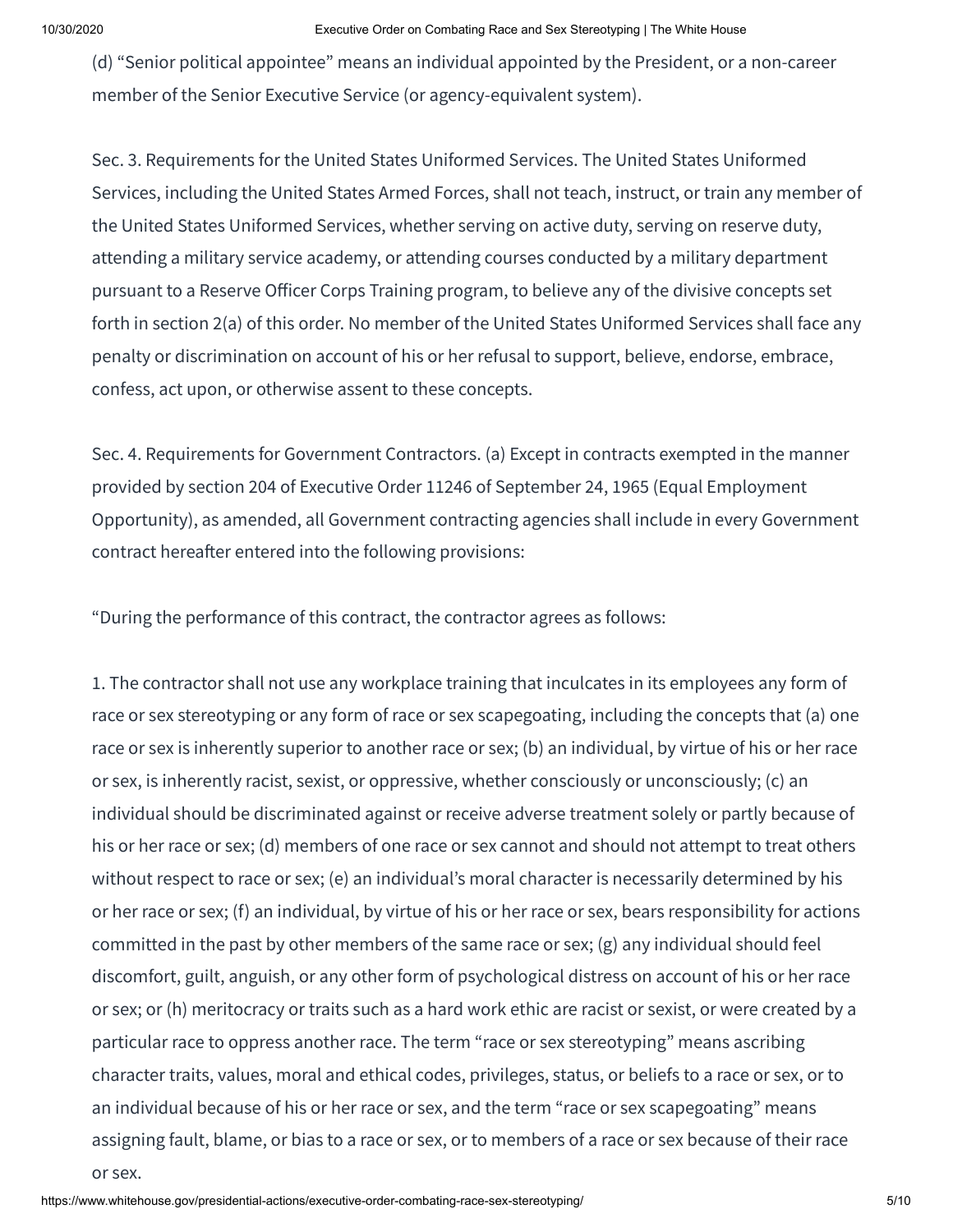(d) “Senior political appointee” means an individual appointed by the President, or a non-career member of the Senior Executive Service (or agency-equivalent system).

Sec. 3. Requirements for the United States Uniformed Services. The United States Uniformed Services, including the United States Armed Forces, shall not teach, instruct, or train any member of the United States Uniformed Services, whether serving on active duty, serving on reserve duty, attending a military service academy, or attending courses conducted by a military department pursuant to a Reserve Officer Corps Training program, to believe any of the divisive concepts set forth in section 2(a) of this order. No member of the United States Uniformed Services shall face any penalty or discrimination on account of his or her refusal to support, believe, endorse, embrace, confess, act upon, or otherwise assent to these concepts.

Sec. 4. Requirements for Government Contractors. (a) Except in contracts exempted in the manner provided by section 204 of Executive Order 11246 of September 24, 1965 (Equal Employment Opportunity), as amended, all Government contracting agencies shall include in every Government contract hereafter entered into the following provisions:

“During the performance of this contract, the contractor agrees as follows:

1. The contractor shall not use any workplace training that inculcates in its employees any form of race or sex stereotyping or any form of race or sex scapegoating, including the concepts that (a) one race or sex is inherently superior to another race or sex; (b) an individual, by virtue of his or her race or sex, is inherently racist, sexist, or oppressive, whether consciously or unconsciously; (c) an individual should be discriminated against or receive adverse treatment solely or partly because of his or her race or sex; (d) members of one race or sex cannot and should not attempt to treat others without respect to race or sex; (e) an individual’s moral character is necessarily determined by his or her race or sex; (f) an individual, by virtue of his or her race or sex, bears responsibility for actions committed in the past by other members of the same race or sex; (g) any individual should feel discomfort, guilt, anguish, or any other form of psychological distress on account of his or her race or sex; or (h) meritocracy or traits such as a hard work ethic are racist or sexist, or were created by a particular race to oppress another race. The term “race or sex stereotyping” means ascribing character traits, values, moral and ethical codes, privileges, status, or beliefs to a race or sex, or to an individual because of his or her race or sex, and the term “race or sex scapegoating” means assigning fault, blame, or bias to a race or sex, or to members of a race or sex because of their race or sex.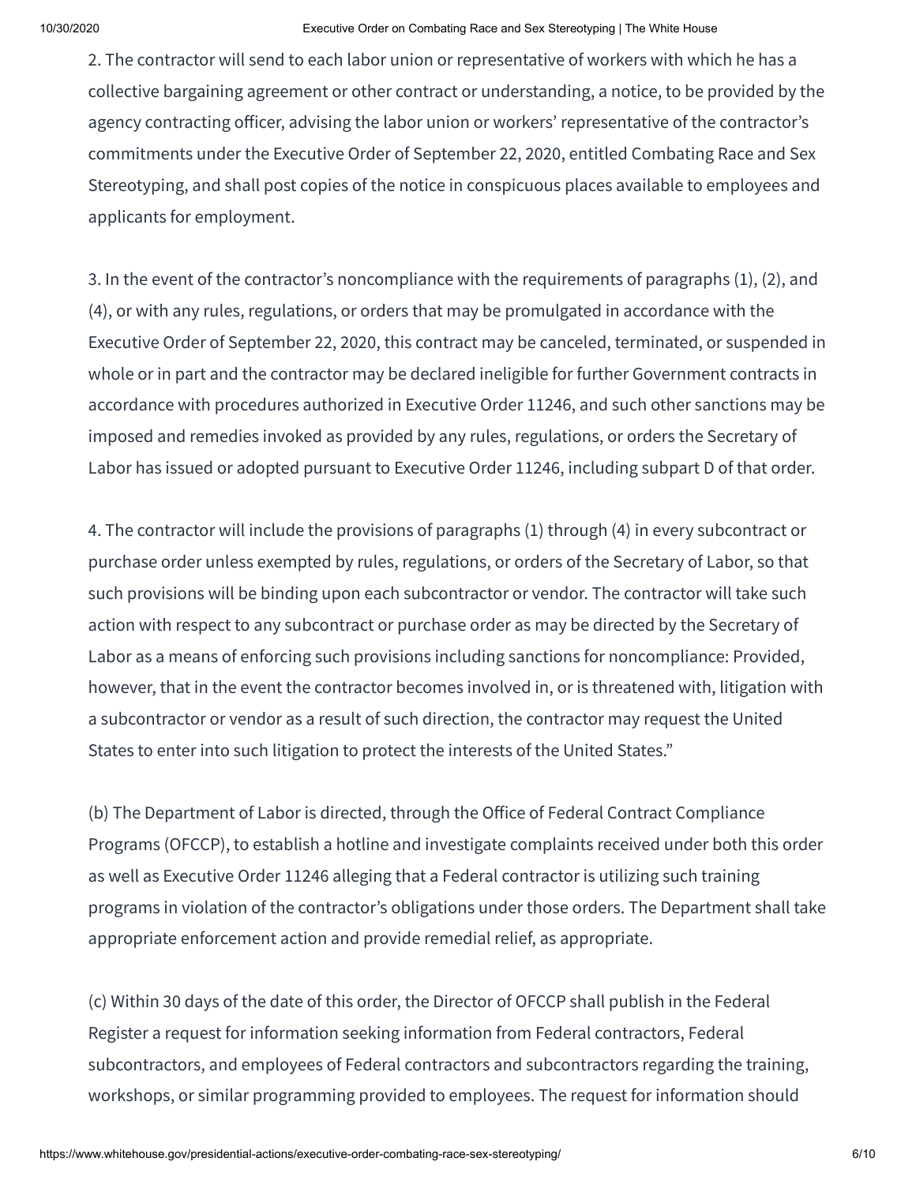2. The contractor will send to each labor union or representative of workers with which he has a collective bargaining agreement or other contract or understanding, a notice, to be provided by the agency contracting officer, advising the labor union or workers' representative of the contractor's commitments under the Executive Order of September 22, 2020, entitled Combating Race and Sex Stereotyping, and shall post copies of the notice in conspicuous places available to employees and applicants for employment.

3. In the event of the contractor's noncompliance with the requirements of paragraphs (1), (2), and (4), or with any rules, regulations, or orders that may be promulgated in accordance with the Executive Order of September 22, 2020, this contract may be canceled, terminated, or suspended in whole or in part and the contractor may be declared ineligible for further Government contracts in accordance with procedures authorized in Executive Order 11246, and such other sanctions may be imposed and remedies invoked as provided by any rules, regulations, or orders the Secretary of Labor has issued or adopted pursuant to Executive Order 11246, including subpart D of that order.

4. The contractor will include the provisions of paragraphs (1) through (4) in every subcontract or purchase order unless exempted by rules, regulations, or orders of the Secretary of Labor, so that such provisions will be binding upon each subcontractor or vendor. The contractor will take such action with respect to any subcontract or purchase order as may be directed by the Secretary of Labor as a means of enforcing such provisions including sanctions for noncompliance: Provided, however, that in the event the contractor becomes involved in, or is threatened with, litigation with a subcontractor or vendor as a result of such direction, the contractor may request the United States to enter into such litigation to protect the interests of the United States."

(b) The Department of Labor is directed, through the Office of Federal Contract Compliance Programs (OFCCP), to establish a hotline and investigate complaints received under both this order as well as Executive Order 11246 alleging that a Federal contractor is utilizing such training programs in violation of the contractor's obligations under those orders. The Department shall take appropriate enforcement action and provide remedial relief, as appropriate.

(c) Within 30 days of the date of this order, the Director of OFCCP shall publish in the Federal Register a request for information seeking information from Federal contractors, Federal subcontractors, and employees of Federal contractors and subcontractors regarding the training, workshops, or similar programming provided to employees. The request for information should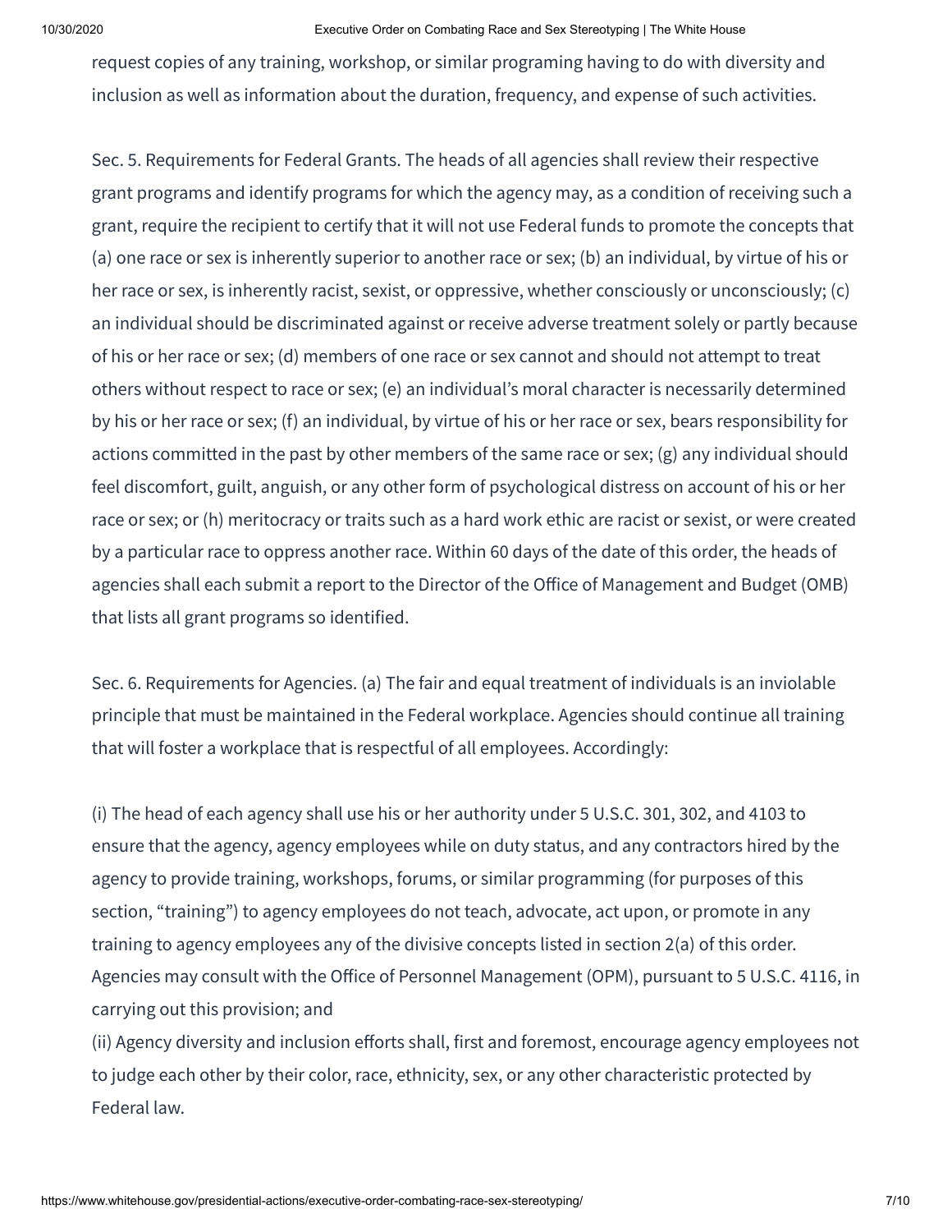request copies of any training, workshop, or similar programing having to do with diversity and inclusion as well as information about the duration, frequency, and expense of such activities.

Sec. 5. Requirements for Federal Grants. The heads of all agencies shall review their respective grant programs and identify programs for which the agency may, as a condition of receiving such a grant, require the recipient to certify that it will not use Federal funds to promote the concepts that (a) one race or sex is inherently superior to another race or sex; (b) an individual, by virtue of his or her race or sex, is inherently racist, sexist, or oppressive, whether consciously or unconsciously; (c) an individual should be discriminated against or receive adverse treatment solely or partly because of his or her race or sex; (d) members of one race or sex cannot and should not attempt to treat others without respect to race or sex; (e) an individual's moral character is necessarily determined by his or her race or sex; (f) an individual, by virtue of his or her race or sex, bears responsibility for actions committed in the past by other members of the same race or sex; (g) any individual should feel discomfort, guilt, anguish, or any other form of psychological distress on account of his or her race or sex; or (h) meritocracy or traits such as a hard work ethic are racist or sexist, or were created by a particular race to oppress another race. Within 60 days of the date of this order, the heads of agencies shall each submit a report to the Director of the Office of Management and Budget (OMB) that lists all grant programs so identified.

Sec. 6. Requirements for Agencies. (a) The fair and equal treatment of individuals is an inviolable principle that must be maintained in the Federal workplace. Agencies should continue all training that will foster a workplace that is respectful of all employees. Accordingly:

(i) The head of each agency shall use his or her authority under 5 U.S.C. 301, 302, and 4103 to ensure that the agency, agency employees while on duty status, and any contractors hired by the agency to provide training, workshops, forums, or similar programming (for purposes of this section, "training") to agency employees do not teach, advocate, act upon, or promote in any training to agency employees any of the divisive concepts listed in section 2(a) of this order. Agencies may consult with the Office of Personnel Management (OPM), pursuant to 5 U.S.C. 4116, in carrying out this provision; and

(ii) Agency diversity and inclusion efforts shall, first and foremost, encourage agency employees not to judge each other by their color, race, ethnicity, sex, or any other characteristic protected by Federal law.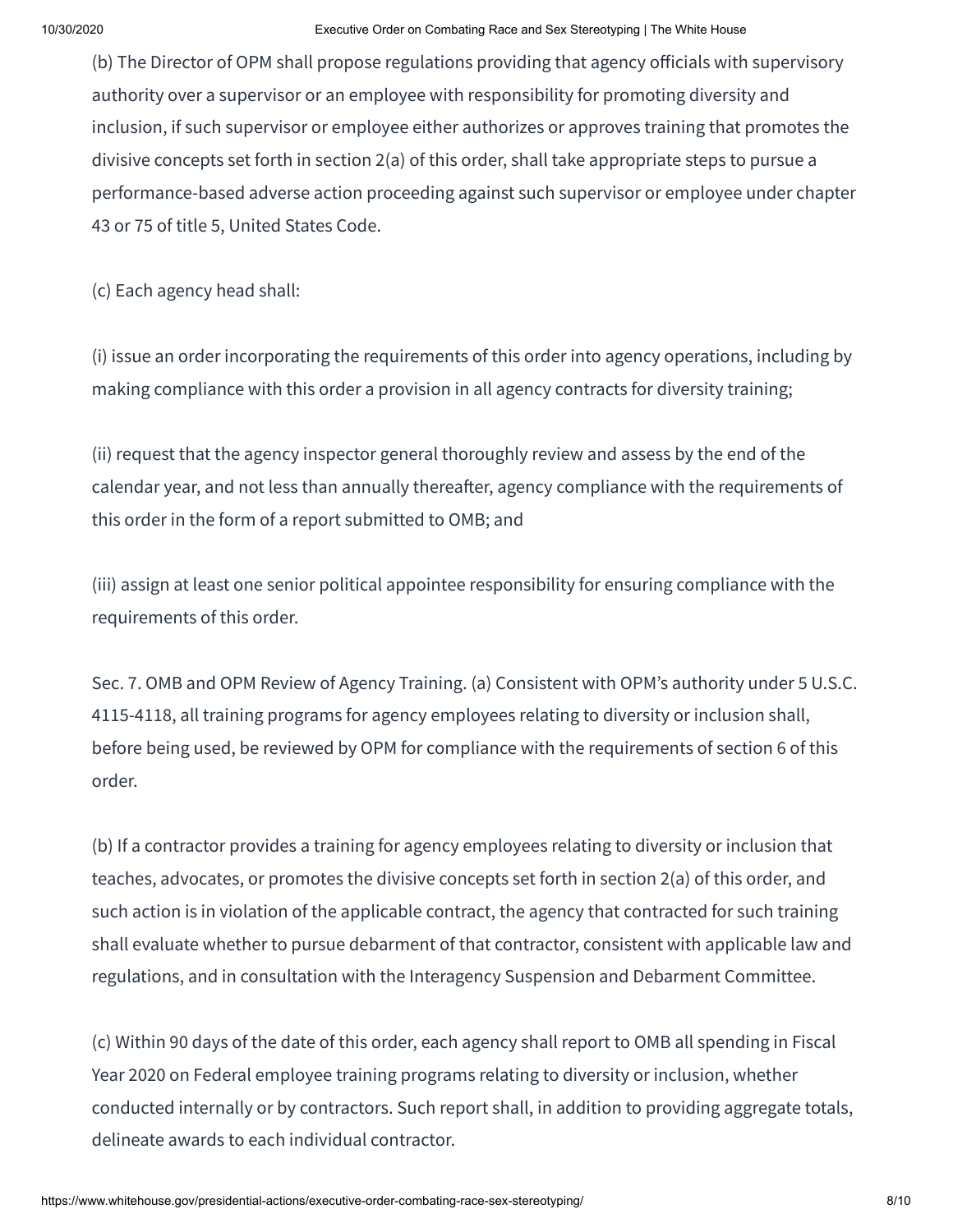(b) The Director of OPM shall propose regulations providing that agency officials with supervisory authority over a supervisor or an employee with responsibility for promoting diversity and inclusion, if such supervisor or employee either authorizes or approves training that promotes the divisive concepts set forth in section 2(a) of this order, shall take appropriate steps to pursue a performance-based adverse action proceeding against such supervisor or employee under chapter 43 or 75 of title 5, United States Code.

(c) Each agency head shall:

(i) issue an order incorporating the requirements of this order into agency operations, including by making compliance with this order a provision in all agency contracts for diversity training;

(ii) request that the agency inspector general thoroughly review and assess by the end of the calendar year, and not less than annually thereafter, agency compliance with the requirements of this order in the form of a report submitted to OMB; and

(iii) assign at least one senior political appointee responsibility for ensuring compliance with the requirements of this order.

Sec. 7. OMB and OPM Review of Agency Training. (a) Consistent with OPM's authority under 5 U.S.C. 4115-4118, all training programs for agency employees relating to diversity or inclusion shall, before being used, be reviewed by OPM for compliance with the requirements of section 6 of this order.

(b) If a contractor provides a training for agency employees relating to diversity or inclusion that teaches, advocates, or promotes the divisive concepts set forth in section 2(a) of this order, and such action is in violation of the applicable contract, the agency that contracted for such training shall evaluate whether to pursue debarment of that contractor, consistent with applicable law and regulations, and in consultation with the Interagency Suspension and Debarment Committee.

(c) Within 90 days of the date of this order, each agency shall report to OMB all spending in Fiscal Year 2020 on Federal employee training programs relating to diversity or inclusion, whether conducted internally or by contractors. Such report shall, in addition to providing aggregate totals, delineate awards to each individual contractor.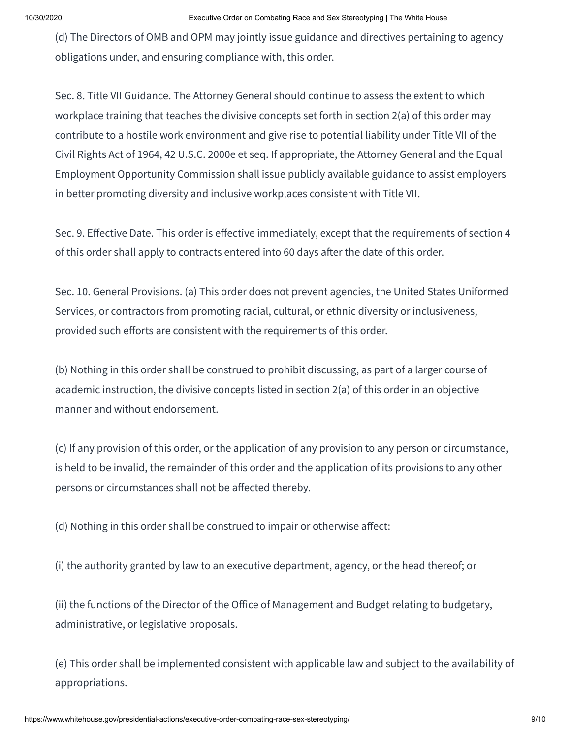(d) The Directors of OMB and OPM may jointly issue guidance and directives pertaining to agency obligations under, and ensuring compliance with, this order.

Sec. 8. Title VII Guidance. The Attorney General should continue to assess the extent to which workplace training that teaches the divisive concepts set forth in section 2(a) of this order may contribute to a hostile work environment and give rise to potential liability under Title VII of the Civil Rights Act of 1964, 42 U.S.C. 2000e et seq. If appropriate, the Attorney General and the Equal Employment Opportunity Commission shall issue publicly available guidance to assist employers in better promoting diversity and inclusive workplaces consistent with Title VII.

Sec. 9. Effective Date. This order is effective immediately, except that the requirements of section 4 of this order shall apply to contracts entered into 60 days after the date of this order.

Sec. 10. General Provisions. (a) This order does not prevent agencies, the United States Uniformed Services, or contractors from promoting racial, cultural, or ethnic diversity or inclusiveness, provided such efforts are consistent with the requirements of this order.

(b) Nothing in this order shall be construed to prohibit discussing, as part of a larger course of academic instruction, the divisive concepts listed in section 2(a) of this order in an objective manner and without endorsement.

(c) If any provision of this order, or the application of any provision to any person or circumstance, is held to be invalid, the remainder of this order and the application of its provisions to any other persons or circumstances shall not be affected thereby.

(d) Nothing in this order shall be construed to impair or otherwise affect:

(i) the authority granted by law to an executive department, agency, or the head thereof; or

(ii) the functions of the Director of the Office of Management and Budget relating to budgetary, administrative, or legislative proposals.

(e) This order shall be implemented consistent with applicable law and subject to the availability of appropriations.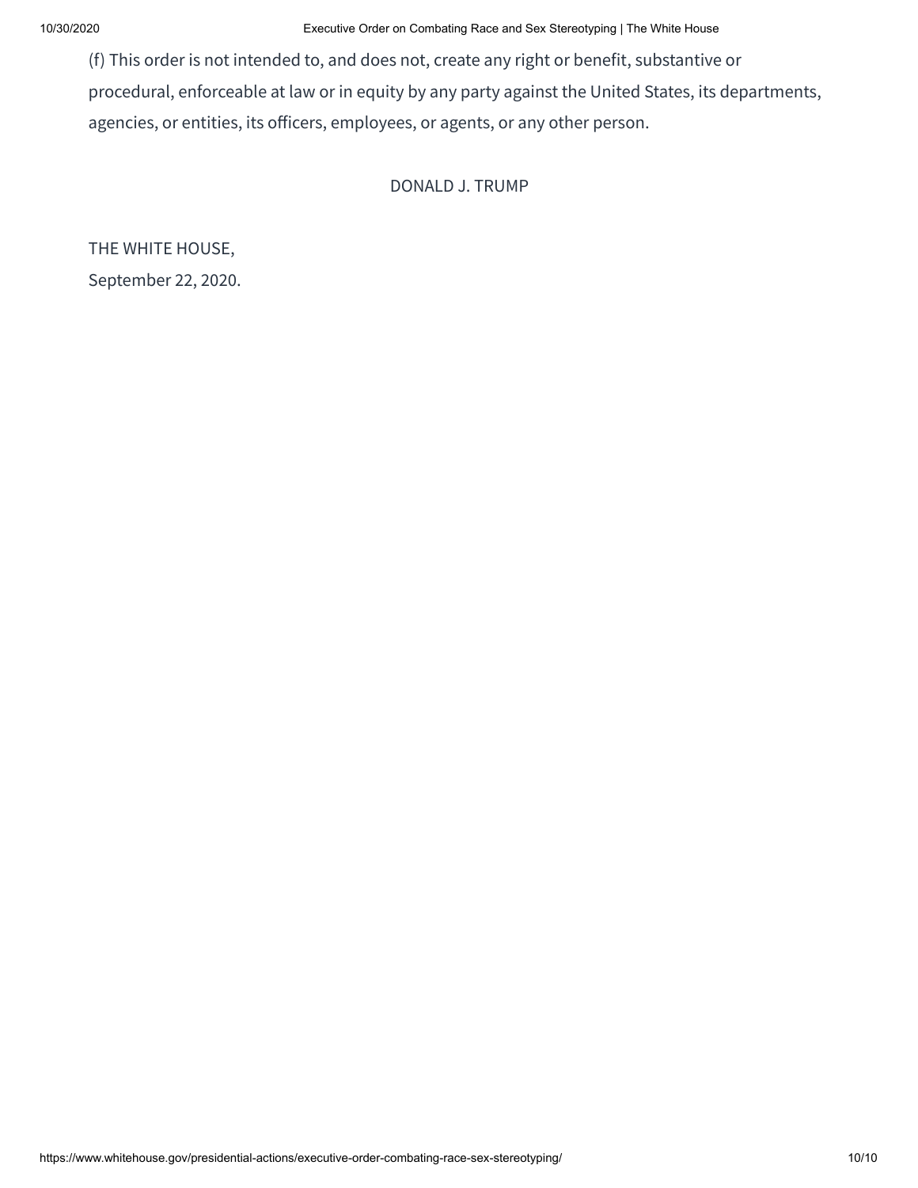(f) This order is not intended to, and does not, create any right or benefit, substantive or procedural, enforceable at law or in equity by any party against the United States, its departments, agencies, or entities, its officers, employees, or agents, or any other person.

DONALD J. TRUMP

THE WHITE HOUSE,
September 22, 2020.